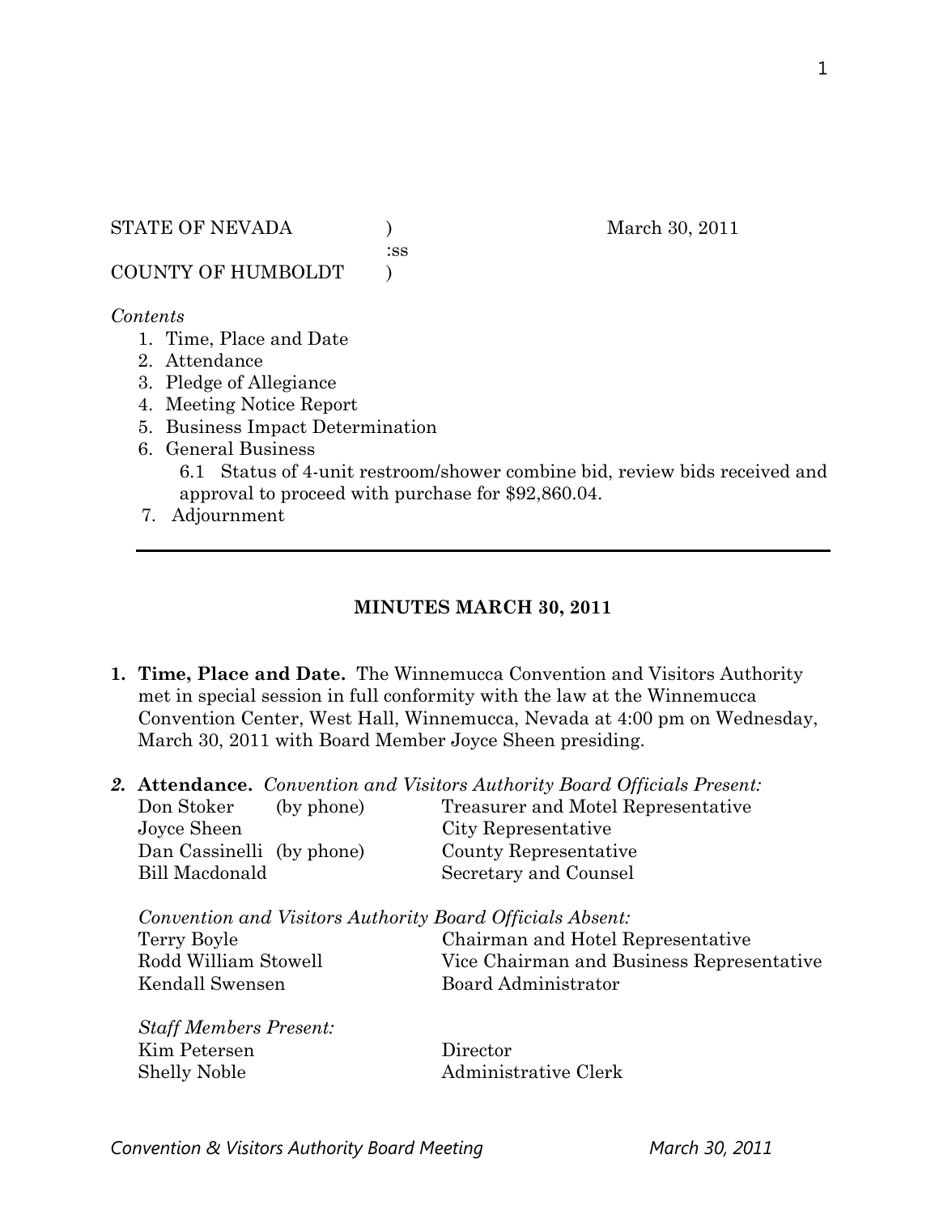STATE OF NEVADA )  
:ss  
COUNTY OF HUMBOLDT )

March 30, 2011

*Contents*

1. Time, Place and Date
2. Attendance
3. Pledge of Allegiance
4. Meeting Notice Report
5. Business Impact Determination
6. General Business
   6.1 Status of 4-unit restroom/shower combine bid, review bids received and approval to proceed with purchase for $92,860.04.
7. Adjournment

---

## MINUTES MARCH 30, 2011

1. **Time, Place and Date.** The Winnemucca Convention and Visitors Authority met in special session in full conformity with the law at the Winnemucca Convention Center, West Hall, Winnemucca, Nevada at 4:00 pm on Wednesday, March 30, 2011 with Board Member Joyce Sheen presiding.

2. **Attendance.** *Convention and Visitors Authority Board Officials Present:*

| | |
|---|---|
| Don Stoker (by phone) | Treasurer and Motel Representative |
| Joyce Sheen | City Representative |
| Dan Cassinelli (by phone) | County Representative |
| Bill Macdonald | Secretary and Counsel |

*Convention and Visitors Authority Board Officials Absent:*

| | |
|---|---|
| Terry Boyle | Chairman and Hotel Representative |
| Rodd William Stowell | Vice Chairman and Business Representative |
| Kendall Swensen | Board Administrator |

*Staff Members Present:*

| | |
|---|---|
| Kim Petersen | Director |
| Shelly Noble | Administrative Clerk |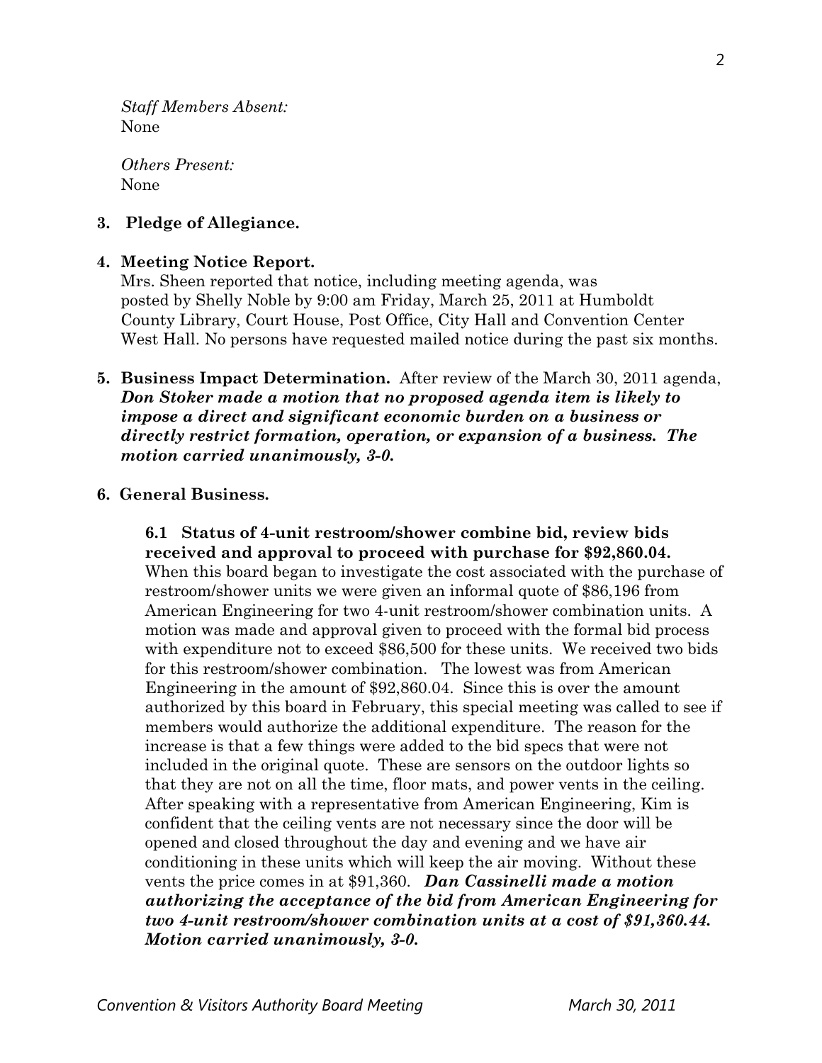*Staff Members Absent:*
None

*Others Present:*
None

**3. Pledge of Allegiance.**

**4. Meeting Notice Report.**
Mrs. Sheen reported that notice, including meeting agenda, was posted by Shelly Noble by 9:00 am Friday, March 25, 2011 at Humboldt County Library, Court House, Post Office, City Hall and Convention Center West Hall. No persons have requested mailed notice during the past six months.

**5. Business Impact Determination.** After review of the March 30, 2011 agenda, ***Don Stoker made a motion that no proposed agenda item is likely to impose a direct and significant economic burden on a business or directly restrict formation, operation, or expansion of a business. The motion carried unanimously, 3-0.***

**6. General Business.**

**6.1 Status of 4-unit restroom/shower combine bid, review bids received and approval to proceed with purchase for $92,860.04.**
When this board began to investigate the cost associated with the purchase of restroom/shower units we were given an informal quote of $86,196 from American Engineering for two 4-unit restroom/shower combination units. A motion was made and approval given to proceed with the formal bid process with expenditure not to exceed $86,500 for these units. We received two bids for this restroom/shower combination. The lowest was from American Engineering in the amount of $92,860.04. Since this is over the amount authorized by this board in February, this special meeting was called to see if members would authorize the additional expenditure. The reason for the increase is that a few things were added to the bid specs that were not included in the original quote. These are sensors on the outdoor lights so that they are not on all the time, floor mats, and power vents in the ceiling. After speaking with a representative from American Engineering, Kim is confident that the ceiling vents are not necessary since the door will be opened and closed throughout the day and evening and we have air conditioning in these units which will keep the air moving. Without these vents the price comes in at $91,360. ***Dan Cassinelli made a motion authorizing the acceptance of the bid from American Engineering for two 4-unit restroom/shower combination units at a cost of $91,360.44. Motion carried unanimously, 3-0.***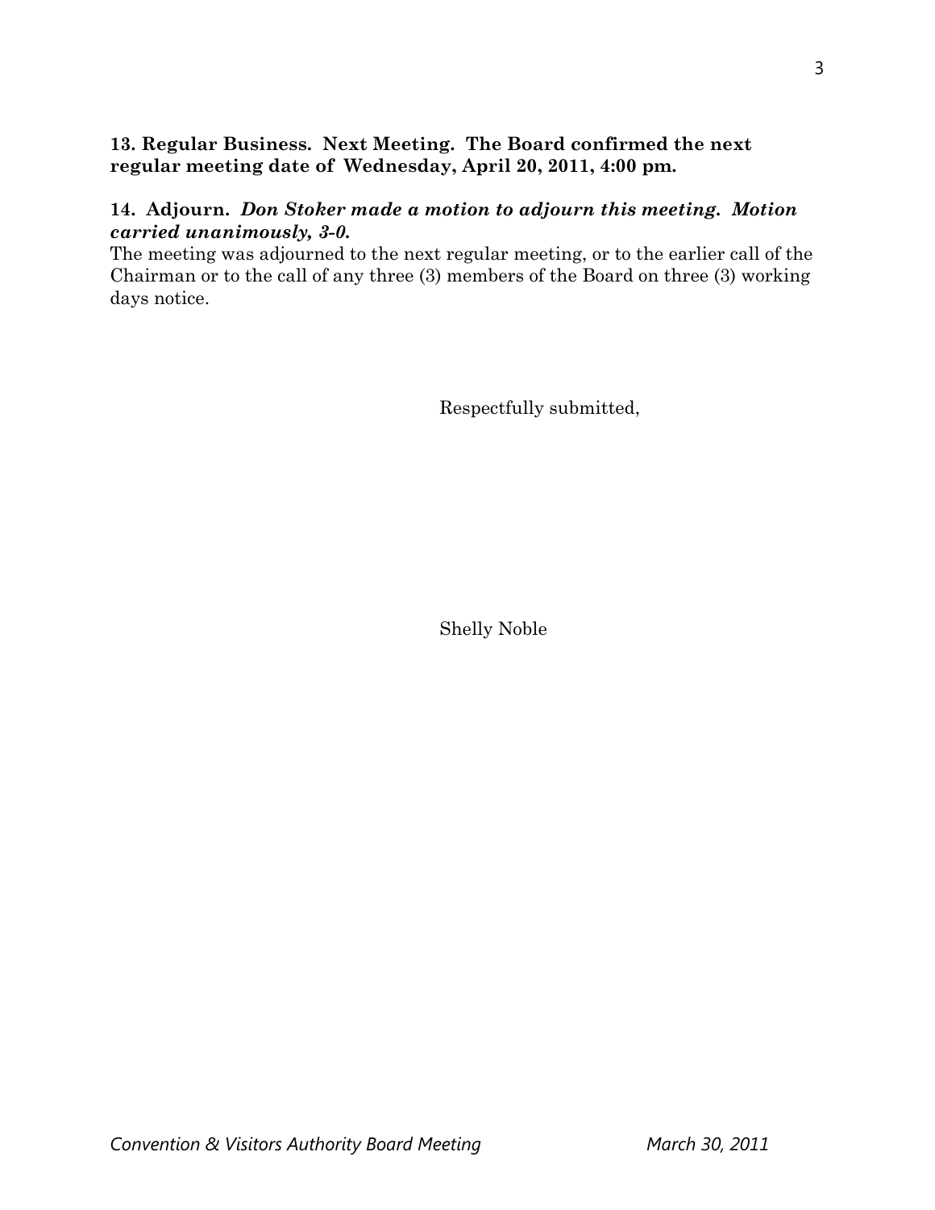**13. Regular Business. Next Meeting. The Board confirmed the next regular meeting date of Wednesday, April 20, 2011, 4:00 pm.**

**14. Adjourn.** ***Don Stoker made a motion to adjourn this meeting. Motion carried unanimously, 3-0.***

The meeting was adjourned to the next regular meeting, or to the earlier call of the Chairman or to the call of any three (3) members of the Board on three (3) working days notice.

Respectfully submitted,

Shelly Noble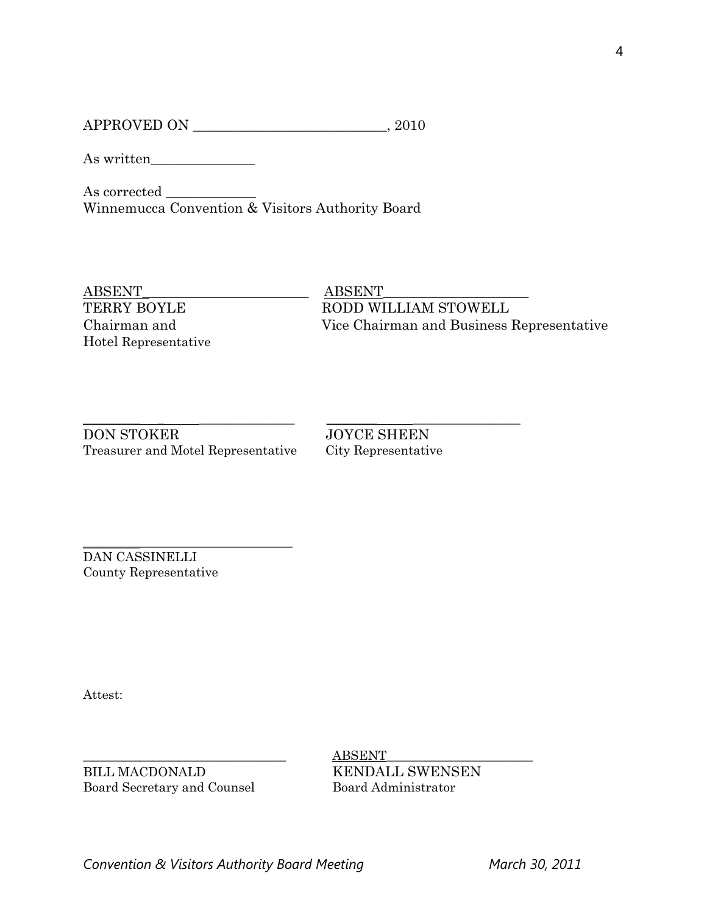APPROVED ON ____________________________, 2010

As written_______________

As corrected _____________
Winnemucca Convention & Visitors Authority Board

ABSENT________________________
TERRY BOYLE
Chairman and
Hotel Representative

ABSENT_____________________
RODD WILLIAM STOWELL
Vice Chairman and Business Representative

______________________________
DON STOKER
Treasurer and Motel Representative

______________________________
JOYCE SHEEN
City Representative

______________________________
DAN CASSINELLI
County Representative

Attest:

______________________________
BILL MACDONALD
Board Secretary and Counsel

ABSENT______________________
KENDALL SWENSEN
Board Administrator

*Convention & Visitors Authority Board Meeting* *March 30, 2011*